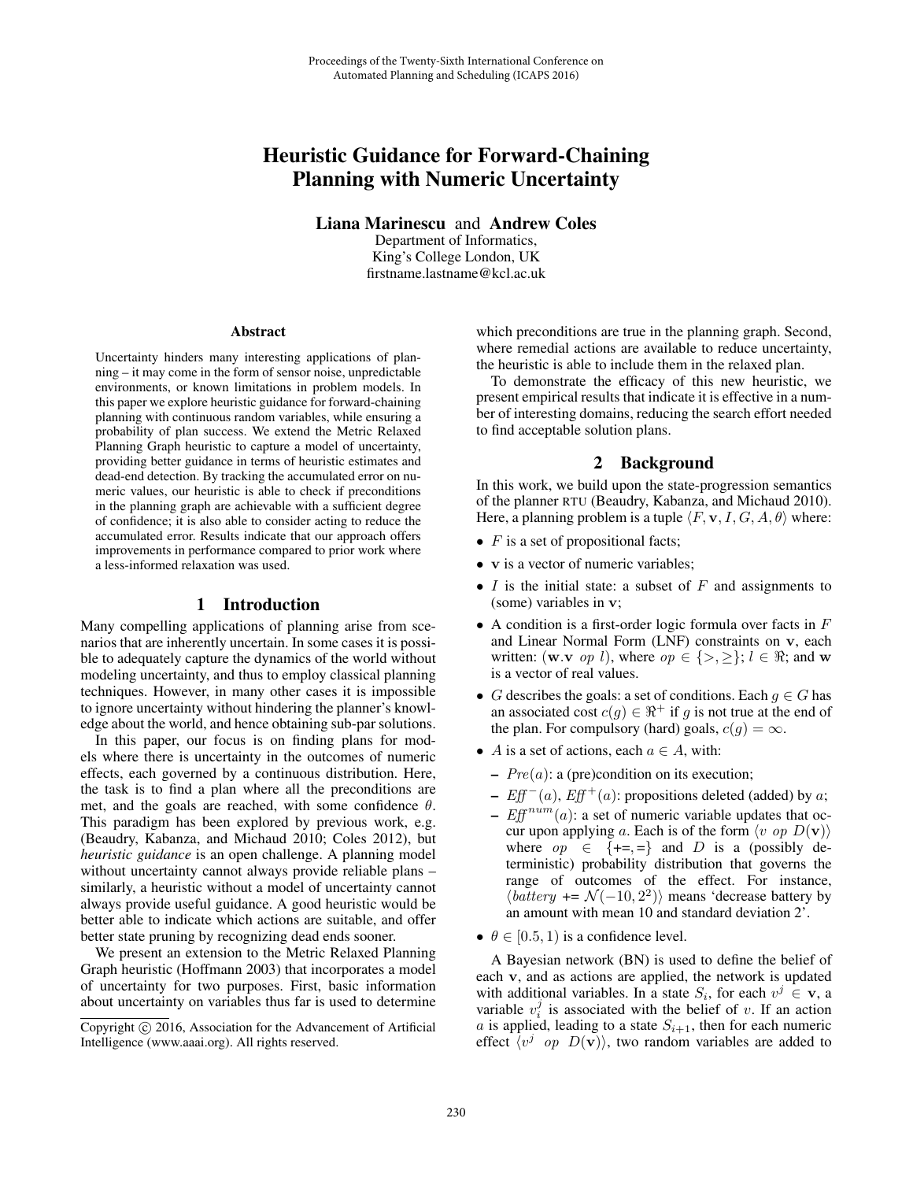# Heuristic Guidance for Forward-Chaining Planning with Numeric Uncertainty

**Liana Marinescu** and **Andrew Coles**
Department of Informatics,
King's College London, UK
firstname.lastname@kcl.ac.uk

## Abstract

Uncertainty hinders many interesting applications of planning – it may come in the form of sensor noise, unpredictable environments, or known limitations in problem models. In this paper we explore heuristic guidance for forward-chaining planning with continuous random variables, while ensuring a probability of plan success. We extend the Metric Relaxed Planning Graph heuristic to capture a model of uncertainty, providing better guidance in terms of heuristic estimates and dead-end detection. By tracking the accumulated error on numeric values, our heuristic is able to check if preconditions in the planning graph are achievable with a sufficient degree of confidence; it is also able to consider acting to reduce the accumulated error. Results indicate that our approach offers improvements in performance compared to prior work where a less-informed relaxation was used.

## 1 Introduction

Many compelling applications of planning arise from scenarios that are inherently uncertain. In some cases it is possible to adequately capture the dynamics of the world without modeling uncertainty, and thus to employ classical planning techniques. However, in many other cases it is impossible to ignore uncertainty without hindering the planner's knowledge about the world, and hence obtaining sub-par solutions.

In this paper, our focus is on finding plans for models where there is uncertainty in the outcomes of numeric effects, each governed by a continuous distribution. Here, the task is to find a plan where all the preconditions are met, and the goals are reached, with some confidence $\theta$. This paradigm has been explored by previous work, e.g. (Beaudry, Kabanza, and Michaud 2010; Coles 2012), but *heuristic guidance* is an open challenge. A planning model without uncertainty cannot always provide reliable plans – similarly, a heuristic without a model of uncertainty cannot always provide useful guidance. A good heuristic would be better able to indicate which actions are suitable, and offer better state pruning by recognizing dead ends sooner.

We present an extension to the Metric Relaxed Planning Graph heuristic (Hoffmann 2003) that incorporates a model of uncertainty for two purposes. First, basic information about uncertainty on variables thus far is used to determine which preconditions are true in the planning graph. Second, where remedial actions are available to reduce uncertainty, the heuristic is able to include them in the relaxed plan.

To demonstrate the efficacy of this new heuristic, we present empirical results that indicate it is effective in a number of interesting domains, reducing the search effort needed to find acceptable solution plans.

Copyright © 2016, Association for the Advancement of Artificial Intelligence (www.aaai.org). All rights reserved.

## 2 Background

In this work, we build upon the state-progression semantics of the planner RTU (Beaudry, Kabanza, and Michaud 2010). Here, a planning problem is a tuple $\langle F, \mathbf{v}, I, G, A, \theta \rangle$ where:

- $F$ is a set of propositional facts;
- $\mathbf{v}$ is a vector of numeric variables;
- $I$ is the initial state: a subset of $F$ and assignments to (some) variables in $\mathbf{v}$;
- A condition is a first-order logic formula over facts in $F$ and Linear Normal Form (LNF) constraints on $\mathbf{v}$, each written: $(\mathbf{w}.\mathbf{v}\ \ op\ \ l)$, where $op \in \{>, \geq\}$; $l \in \Re$; and $\mathbf{w}$ is a vector of real values.
- $G$ describes the goals: a set of conditions. Each $g \in G$ has an associated cost $c(g) \in \Re^+$ if $g$ is not true at the end of the plan. For compulsory (hard) goals, $c(g) = \infty$.
- $A$ is a set of actions, each $a \in A$, with:
  - $Pre(a)$: a (pre)condition on its execution;
  - $Eff^-(a)$, $Eff^+(a)$: propositions deleted (added) by $a$;
  - $Eff^{num}(a)$: a set of numeric variable updates that occur upon applying $a$. Each is of the form $\langle v\ \ op\ \ D(\mathbf{v})\rangle$ where $op \in \{\texttt{+=}, \texttt{=}\}$ and $D$ is a (possibly deterministic) probability distribution that governs the range of outcomes of the effect. For instance, $\langle battery\ \texttt{+=}\ \mathcal{N}(-10, 2^2)\rangle$ means 'decrease battery by an amount with mean 10 and standard deviation 2'.
- $\theta \in [0.5, 1)$ is a confidence level.

A Bayesian network (BN) is used to define the belief of each $\mathbf{v}$, and as actions are applied, the network is updated with additional variables. In a state $S_i$, for each $v^j \in \mathbf{v}$, a variable $v_i^j$ is associated with the belief of $v$. If an action $a$ is applied, leading to a state $S_{i+1}$, then for each numeric effect $\langle v^j\ \ op\ \ D(\mathbf{v})\rangle$, two random variables are added to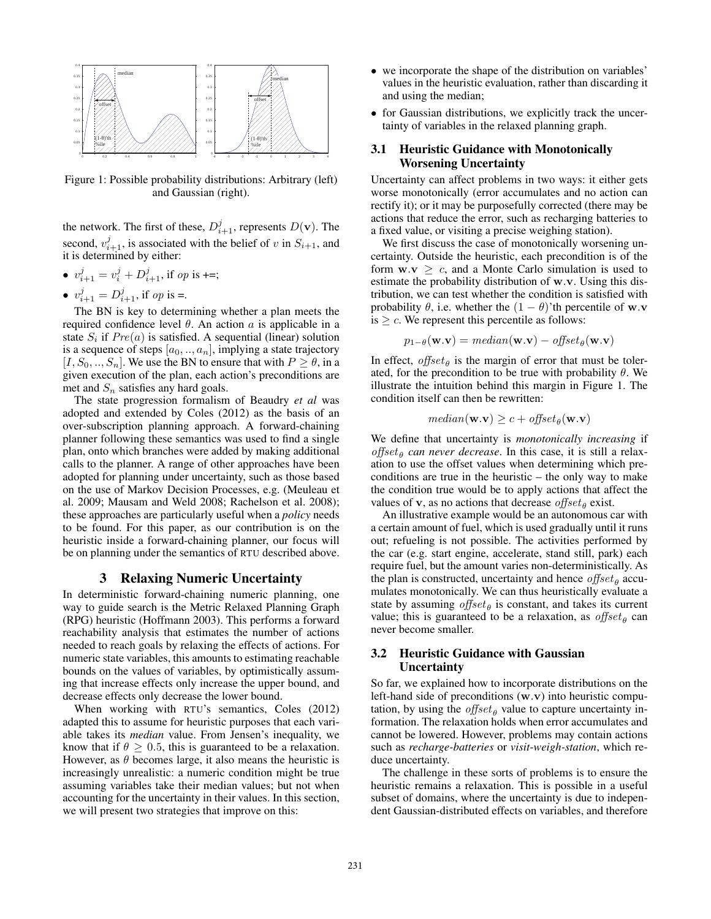Figure 1: Possible probability distributions: Arbitrary (left) and Gaussian (right).

the network. The first of these, $D^j_{i+1}$, represents $D(\mathbf{v})$. The second, $v^j_{i+1}$, is associated with the belief of $v$ in $S_{i+1}$, and it is determined by either:

- $v^j_{i+1} = v^j_i + D^j_{i+1}$, if *op* is +=;
- $v^j_{i+1} = D^j_{i+1}$, if *op* is =.

The BN is key to determining whether a plan meets the required confidence level $\theta$. An action $a$ is applicable in a state $S_i$ if $Pre(a)$ is satisfied. A sequential (linear) solution is a sequence of steps $[a_0, .., a_n]$, implying a state trajectory $[I, S_0, .., S_n]$. We use the BN to ensure that with $P \geq \theta$, in a given execution of the plan, each action's preconditions are met and $S_n$ satisfies any hard goals.

The state progression formalism of Beaudry *et al* was adopted and extended by Coles (2012) as the basis of an over-subscription planning approach. A forward-chaining planner following these semantics was used to find a single plan, onto which branches were added by making additional calls to the planner. A range of other approaches have been adopted for planning under uncertainty, such as those based on the use of Markov Decision Processes, e.g. (Meuleau et al. 2009; Mausam and Weld 2008; Rachelson et al. 2008); these approaches are particularly useful when a *policy* needs to be found. For this paper, as our contribution is on the heuristic inside a forward-chaining planner, our focus will be on planning under the semantics of RTU described above.

## 3 Relaxing Numeric Uncertainty

In deterministic forward-chaining numeric planning, one way to guide search is the Metric Relaxed Planning Graph (RPG) heuristic (Hoffmann 2003). This performs a forward reachability analysis that estimates the number of actions needed to reach goals by relaxing the effects of actions. For numeric state variables, this amounts to estimating reachable bounds on the values of variables, by optimistically assuming that increase effects only increase the upper bound, and decrease effects only decrease the lower bound.

When working with RTU's semantics, Coles (2012) adapted this to assume for heuristic purposes that each variable takes its *median* value. From Jensen's inequality, we know that if $\theta \geq 0.5$, this is guaranteed to be a relaxation. However, as $\theta$ becomes large, it also means the heuristic is increasingly unrealistic: a numeric condition might be true assuming variables take their median values; but not when accounting for the uncertainty in their values. In this section, we will present two strategies that improve on this:

- we incorporate the shape of the distribution on variables' values in the heuristic evaluation, rather than discarding it and using the median;
- for Gaussian distributions, we explicitly track the uncertainty of variables in the relaxed planning graph.

### 3.1 Heuristic Guidance with Monotonically Worsening Uncertainty

Uncertainty can affect problems in two ways: it either gets worse monotonically (error accumulates and no action can rectify it); or it may be purposefully corrected (there may be actions that reduce the error, such as recharging batteries to a fixed value, or visiting a precise weighing station).

We first discuss the case of monotonically worsening uncertainty. Outside the heuristic, each precondition is of the form $\mathbf{w}.\mathbf{v} \geq c$, and a Monte Carlo simulation is used to estimate the probability distribution of $\mathbf{w}.\mathbf{v}$. Using this distribution, we can test whether the condition is satisfied with probability $\theta$, i.e. whether the $(1-\theta)$'th percentile of $\mathbf{w}.\mathbf{v}$ is $\geq c$. We represent this percentile as follows:

$$p_{1-\theta}(\mathbf{w}.\mathbf{v}) = median(\mathbf{w}.\mathbf{v}) - \mathit{offset}_\theta(\mathbf{w}.\mathbf{v})$$

In effect, $\mathit{offset}_\theta$ is the margin of error that must be tolerated, for the precondition to be true with probability $\theta$. We illustrate the intuition behind this margin in Figure 1. The condition itself can then be rewritten:

$$median(\mathbf{w}.\mathbf{v}) \geq c + \mathit{offset}_\theta(\mathbf{w}.\mathbf{v})$$

We define that uncertainty is *monotonically increasing* if $\mathit{offset}_\theta$ *can never decrease*. In this case, it is still a relaxation to use the offset values when determining which preconditions are true in the heuristic – the only way to make the condition true would be to apply actions that affect the values of $\mathbf{v}$, as no actions that decrease $\mathit{offset}_\theta$ exist.

An illustrative example would be an autonomous car with a certain amount of fuel, which is used gradually until it runs out; refueling is not possible. The activities performed by the car (e.g. start engine, accelerate, stand still, park) each require fuel, but the amount varies non-deterministically. As the plan is constructed, uncertainty and hence $\mathit{offset}_\theta$ accumulates monotonically. We can thus heuristically evaluate a state by assuming $\mathit{offset}_\theta$ is constant, and takes its current value; this is guaranteed to be a relaxation, as $\mathit{offset}_\theta$ can never become smaller.

### 3.2 Heuristic Guidance with Gaussian Uncertainty

So far, we explained how to incorporate distributions on the left-hand side of preconditions ($\mathbf{w}.\mathbf{v}$) into heuristic computation, by using the $\mathit{offset}_\theta$ value to capture uncertainty information. The relaxation holds when error accumulates and cannot be lowered. However, problems may contain actions such as *recharge-batteries* or *visit-weigh-station*, which reduce uncertainty.

The challenge in these sorts of problems is to ensure the heuristic remains a relaxation. This is possible in a useful subset of domains, where the uncertainty is due to independent Gaussian-distributed effects on variables, and therefore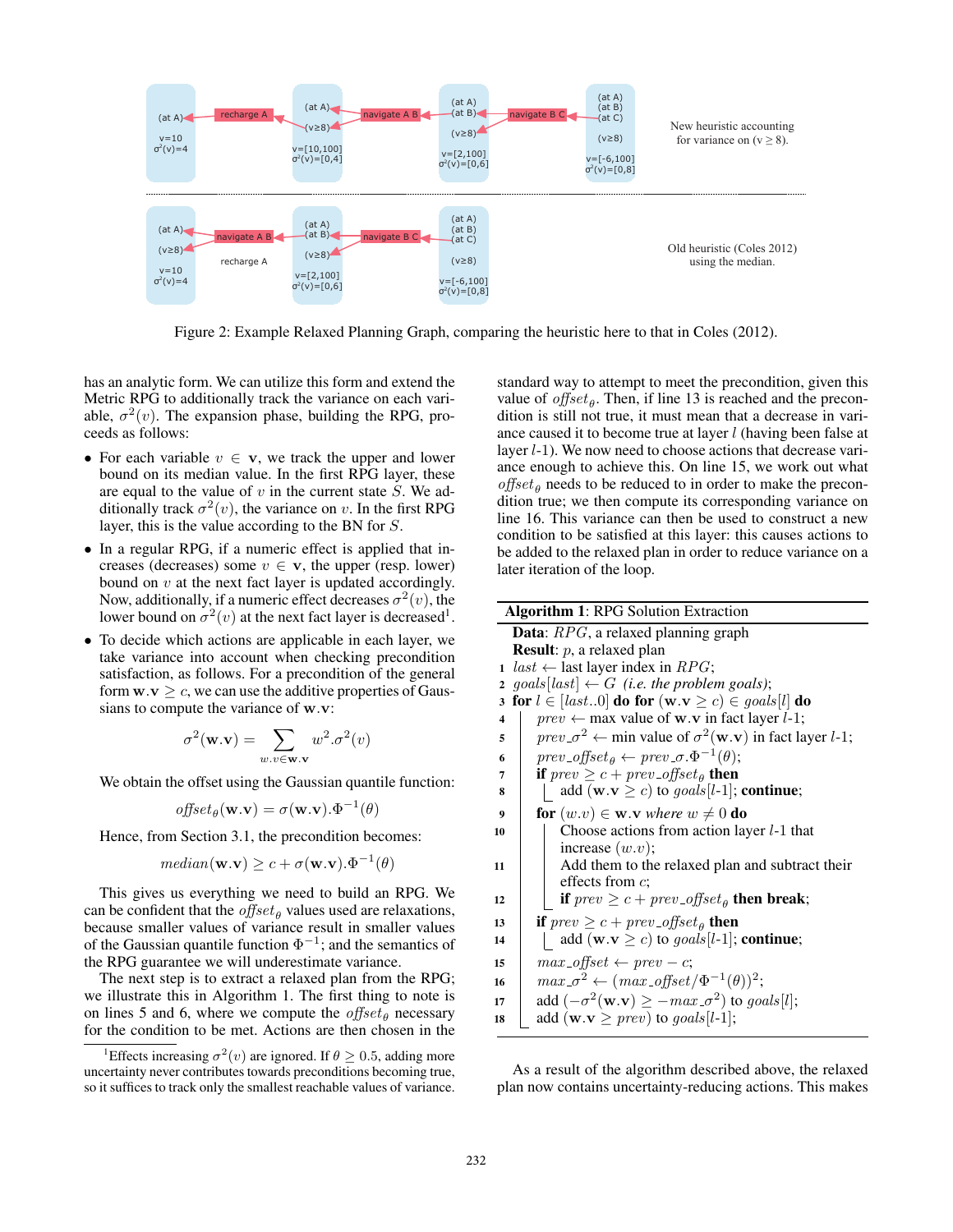Figure 2: Example Relaxed Planning Graph, comparing the heuristic here to that in Coles (2012).

has an analytic form. We can utilize this form and extend the Metric RPG to additionally track the variance on each variable, $\sigma^2(v)$. The expansion phase, building the RPG, proceeds as follows:

- For each variable $v \in \mathbf{v}$, we track the upper and lower bound on its median value. In the first RPG layer, these are equal to the value of $v$ in the current state $S$. We additionally track $\sigma^2(v)$, the variance on $v$. In the first RPG layer, this is the value according to the BN for $S$.
- In a regular RPG, if a numeric effect is applied that increases (decreases) some $v \in \mathbf{v}$, the upper (resp. lower) bound on $v$ at the next fact layer is updated accordingly. Now, additionally, if a numeric effect decreases $\sigma^2(v)$, the lower bound on $\sigma^2(v)$ at the next fact layer is decreased[1].
- To decide which actions are applicable in each layer, we take variance into account when checking precondition satisfaction, as follows. For a precondition of the general form $\mathbf{w.v} \geq c$, we can use the additive properties of Gaussians to compute the variance of $\mathbf{w.v}$:

$$\sigma^2(\mathbf{w.v}) = \sum_{w.v \in \mathbf{w.v}} w^2.\sigma^2(v)$$

We obtain the offset using the Gaussian quantile function:

$$offset_\theta(\mathbf{w.v}) = \sigma(\mathbf{w.v}).\Phi^{-1}(\theta)$$

Hence, from Section 3.1, the precondition becomes:

$$median(\mathbf{w.v}) \geq c + \sigma(\mathbf{w.v}).\Phi^{-1}(\theta)$$

This gives us everything we need to build an RPG. We can be confident that the $offset_\theta$ values used are relaxations, because smaller values of variance result in smaller values of the Gaussian quantile function $\Phi^{-1}$; and the semantics of the RPG guarantee we will underestimate variance.

The next step is to extract a relaxed plan from the RPG; we illustrate this in Algorithm 1. The first thing to note is on lines 5 and 6, where we compute the $offset_\theta$ necessary for the condition to be met. Actions are then chosen in the standard way to attempt to meet the precondition, given this value of $offset_\theta$. Then, if line 13 is reached and the precondition is still not true, it must mean that a decrease in variance caused it to become true at layer $l$ (having been false at layer $l$-1). We now need to choose actions that decrease variance enough to achieve this. On line 15, we work out what $offset_\theta$ needs to be reduced to in order to make the precondition true; we then compute its corresponding variance on line 16. This variance can then be used to construct a new condition to be satisfied at this layer: this causes actions to be added to the relaxed plan in order to reduce variance on a later iteration of the loop.

**Algorithm 1**: RPG Solution Extraction

**Data**: $RPG$, a relaxed planning graph
**Result**: $p$, a relaxed plan

```
1  last ← last layer index in RPG;
2  goals[last] ← G (i.e. the problem goals);
3  for l ∈ [last..0] do for (w.v ≥ c) ∈ goals[l] do
4      prev ← max value of w.v in fact layer l-1;
5      prev_σ² ← min value of σ²(w.v) in fact layer l-1;
6      prev_offset_θ ← prev_σ.Φ⁻¹(θ);
7      if prev ≥ c + prev_offset_θ then
8          add (w.v ≥ c) to goals[l-1]; continue;
9      for (w.v) ∈ w.v where w ≠ 0 do
10         Choose actions from action layer l-1 that
           increase (w.v);
11         Add them to the relaxed plan and subtract their
           effects from c;
12         if prev ≥ c + prev_offset_θ then break;
13     if prev ≥ c + prev_offset_θ then
14         add (w.v ≥ c) to goals[l-1]; continue;
15     max_offset ← prev − c;
16     max_σ² ← (max_offset/Φ⁻¹(θ))²;
17     add (−σ²(w.v) ≥ −max_σ²) to goals[l];
18     add (w.v ≥ prev) to goals[l-1];
```

As a result of the algorithm described above, the relaxed plan now contains uncertainty-reducing actions. This makes

[1] Effects increasing $\sigma^2(v)$ are ignored. If $\theta \geq 0.5$, adding more uncertainty never contributes towards preconditions becoming true, so it suffices to track only the smallest reachable values of variance.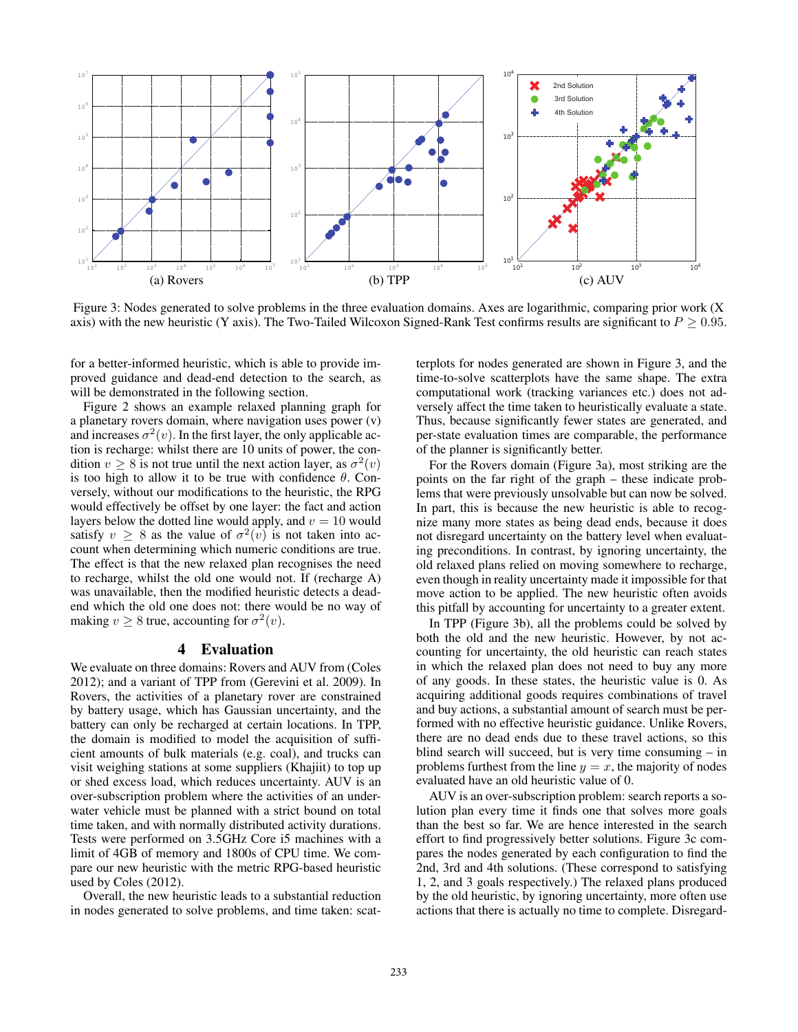(a) Rovers (b) TPP (c) AUV

Figure 3: Nodes generated to solve problems in the three evaluation domains. Axes are logarithmic, comparing prior work (X axis) with the new heuristic (Y axis). The Two-Tailed Wilcoxon Signed-Rank Test confirms results are significant to $P \geq 0.95$.

for a better-informed heuristic, which is able to provide improved guidance and dead-end detection to the search, as will be demonstrated in the following section.

Figure 2 shows an example relaxed planning graph for a planetary rovers domain, where navigation uses power (v) and increases $\sigma^2(v)$. In the first layer, the only applicable action is recharge: whilst there are 10 units of power, the condition $v \geq 8$ is not true until the next action layer, as $\sigma^2(v)$ is too high to allow it to be true with confidence $\theta$. Conversely, without our modifications to the heuristic, the RPG would effectively be offset by one layer: the fact and action layers below the dotted line would apply, and $v = 10$ would satisfy $v \geq 8$ as the value of $\sigma^2(v)$ is not taken into account when determining which numeric conditions are true. The effect is that the new relaxed plan recognises the need to recharge, whilst the old one would not. If (recharge A) was unavailable, then the modified heuristic detects a dead-end which the old one does not: there would be no way of making $v \geq 8$ true, accounting for $\sigma^2(v)$.

## 4 Evaluation

We evaluate on three domains: Rovers and AUV from (Coles 2012); and a variant of TPP from (Gerevini et al. 2009). In Rovers, the activities of a planetary rover are constrained by battery usage, which has Gaussian uncertainty, and the battery can only be recharged at certain locations. In TPP, the domain is modified to model the acquisition of sufficient amounts of bulk materials (e.g. coal), and trucks can visit weighing stations at some suppliers (Khajiit) to top up or shed excess load, which reduces uncertainty. AUV is an over-subscription problem where the activities of an underwater vehicle must be planned with a strict bound on total time taken, and with normally distributed activity durations. Tests were performed on 3.5GHz Core i5 machines with a limit of 4GB of memory and 1800s of CPU time. We compare our new heuristic with the metric RPG-based heuristic used by Coles (2012).

Overall, the new heuristic leads to a substantial reduction in nodes generated to solve problems, and time taken: scatterplots for nodes generated are shown in Figure 3, and the time-to-solve scatterplots have the same shape. The extra computational work (tracking variances etc.) does not adversely affect the time taken to heuristically evaluate a state. Thus, because significantly fewer states are generated, and per-state evaluation times are comparable, the performance of the planner is significantly better.

For the Rovers domain (Figure 3a), most striking are the points on the far right of the graph – these indicate problems that were previously unsolvable but can now be solved. In part, this is because the new heuristic is able to recognize many more states as being dead ends, because it does not disregard uncertainty on the battery level when evaluating preconditions. In contrast, by ignoring uncertainty, the old relaxed plans relied on moving somewhere to recharge, even though in reality uncertainty made it impossible for that move action to be applied. The new heuristic often avoids this pitfall by accounting for uncertainty to a greater extent.

In TPP (Figure 3b), all the problems could be solved by both the old and the new heuristic. However, by not accounting for uncertainty, the old heuristic can reach states in which the relaxed plan does not need to buy any more of any goods. In these states, the heuristic value is 0. As acquiring additional goods requires combinations of travel and buy actions, a substantial amount of search must be performed with no effective heuristic guidance. Unlike Rovers, there are no dead ends due to these travel actions, so this blind search will succeed, but is very time consuming – in problems furthest from the line $y = x$, the majority of nodes evaluated have an old heuristic value of 0.

AUV is an over-subscription problem: search reports a solution plan every time it finds one that solves more goals than the best so far. We are hence interested in the search effort to find progressively better solutions. Figure 3c compares the nodes generated by each configuration to find the 2nd, 3rd and 4th solutions. (These correspond to satisfying 1, 2, and 3 goals respectively.) The relaxed plans produced by the old heuristic, by ignoring uncertainty, more often use actions that there is actually no time to complete. Disregard-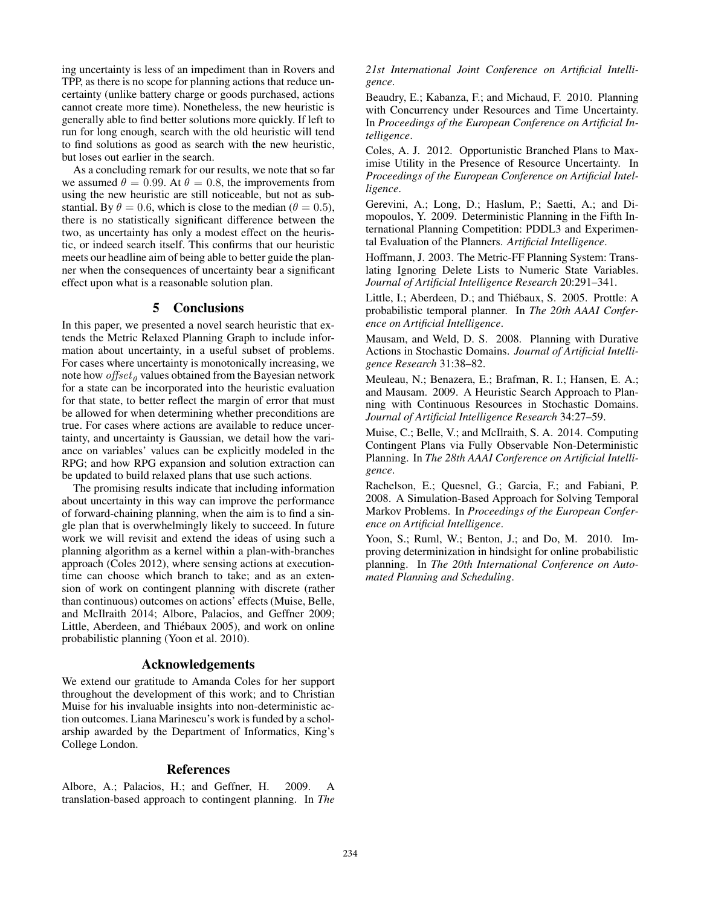ing uncertainty is less of an impediment than in Rovers and TPP, as there is no scope for planning actions that reduce uncertainty (unlike battery charge or goods purchased, actions cannot create more time). Nonetheless, the new heuristic is generally able to find better solutions more quickly. If left to run for long enough, search with the old heuristic will tend to find solutions as good as search with the new heuristic, but loses out earlier in the search.

As a concluding remark for our results, we note that so far we assumed $\theta = 0.99$. At $\theta = 0.8$, the improvements from using the new heuristic are still noticeable, but not as substantial. By $\theta = 0.6$, which is close to the median ($\theta = 0.5$), there is no statistically significant difference between the two, as uncertainty has only a modest effect on the heuristic, or indeed search itself. This confirms that our heuristic meets our headline aim of being able to better guide the planner when the consequences of uncertainty bear a significant effect upon what is a reasonable solution plan.

## 5 Conclusions

In this paper, we presented a novel search heuristic that extends the Metric Relaxed Planning Graph to include information about uncertainty, in a useful subset of problems. For cases where uncertainty is monotonically increasing, we note how $offset_\theta$ values obtained from the Bayesian network for a state can be incorporated into the heuristic evaluation for that state, to better reflect the margin of error that must be allowed for when determining whether preconditions are true. For cases where actions are available to reduce uncertainty, and uncertainty is Gaussian, we detail how the variance on variables' values can be explicitly modeled in the RPG; and how RPG expansion and solution extraction can be updated to build relaxed plans that use such actions.

The promising results indicate that including information about uncertainty in this way can improve the performance of forward-chaining planning, when the aim is to find a single plan that is overwhelmingly likely to succeed. In future work we will revisit and extend the ideas of using such a planning algorithm as a kernel within a plan-with-branches approach (Coles 2012), where sensing actions at execution-time can choose which branch to take; and as an extension of work on contingent planning with discrete (rather than continuous) outcomes on actions' effects (Muise, Belle, and McIlraith 2014; Albore, Palacios, and Geffner 2009; Little, Aberdeen, and Thiébaux 2005), and work on online probabilistic planning (Yoon et al. 2010).

## Acknowledgements

We extend our gratitude to Amanda Coles for her support throughout the development of this work; and to Christian Muise for his invaluable insights into non-deterministic action outcomes. Liana Marinescu's work is funded by a scholarship awarded by the Department of Informatics, King's College London.

## References

Albore, A.; Palacios, H.; and Geffner, H. 2009. A translation-based approach to contingent planning. In *The 21st International Joint Conference on Artificial Intelligence*.

Beaudry, E.; Kabanza, F.; and Michaud, F. 2010. Planning with Concurrency under Resources and Time Uncertainty. In *Proceedings of the European Conference on Artificial Intelligence*.

Coles, A. J. 2012. Opportunistic Branched Plans to Maximise Utility in the Presence of Resource Uncertainty. In *Proceedings of the European Conference on Artificial Intelligence*.

Gerevini, A.; Long, D.; Haslum, P.; Saetti, A.; and Dimopoulos, Y. 2009. Deterministic Planning in the Fifth International Planning Competition: PDDL3 and Experimental Evaluation of the Planners. *Artificial Intelligence*.

Hoffmann, J. 2003. The Metric-FF Planning System: Translating Ignoring Delete Lists to Numeric State Variables. *Journal of Artificial Intelligence Research* 20:291–341.

Little, I.; Aberdeen, D.; and Thiébaux, S. 2005. Prottle: A probabilistic temporal planner. In *The 20th AAAI Conference on Artificial Intelligence*.

Mausam, and Weld, D. S. 2008. Planning with Durative Actions in Stochastic Domains. *Journal of Artificial Intelligence Research* 31:38–82.

Meuleau, N.; Benazera, E.; Brafman, R. I.; Hansen, E. A.; and Mausam. 2009. A Heuristic Search Approach to Planning with Continuous Resources in Stochastic Domains. *Journal of Artificial Intelligence Research* 34:27–59.

Muise, C.; Belle, V.; and McIlraith, S. A. 2014. Computing Contingent Plans via Fully Observable Non-Deterministic Planning. In *The 28th AAAI Conference on Artificial Intelligence*.

Rachelson, E.; Quesnel, G.; Garcia, F.; and Fabiani, P. 2008. A Simulation-Based Approach for Solving Temporal Markov Problems. In *Proceedings of the European Conference on Artificial Intelligence*.

Yoon, S.; Ruml, W.; Benton, J.; and Do, M. 2010. Improving determinization in hindsight for online probabilistic planning. In *The 20th International Conference on Automated Planning and Scheduling*.